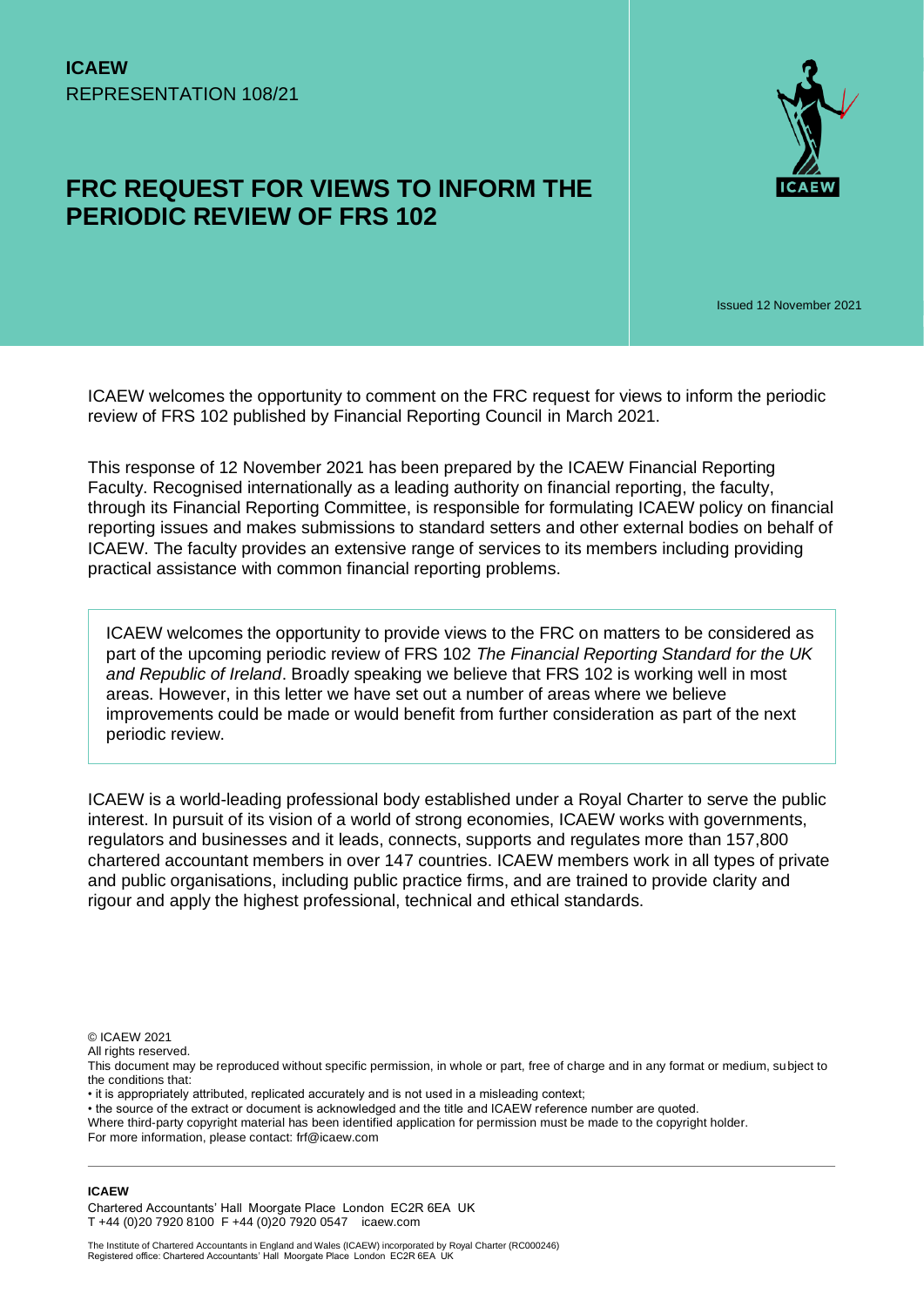**ICAEW**
REPRESENTATION 108/21

# FRC REQUEST FOR VIEWS TO INFORM THE PERIODIC REVIEW OF FRS 102

Issued 12 November 2021

ICAEW welcomes the opportunity to comment on the FRC request for views to inform the periodic review of FRS 102 published by Financial Reporting Council in March 2021.

This response of 12 November 2021 has been prepared by the ICAEW Financial Reporting Faculty. Recognised internationally as a leading authority on financial reporting, the faculty, through its Financial Reporting Committee, is responsible for formulating ICAEW policy on financial reporting issues and makes submissions to standard setters and other external bodies on behalf of ICAEW. The faculty provides an extensive range of services to its members including providing practical assistance with common financial reporting problems.

> ICAEW welcomes the opportunity to provide views to the FRC on matters to be considered as part of the upcoming periodic review of FRS 102 *The Financial Reporting Standard for the UK and Republic of Ireland*. Broadly speaking we believe that FRS 102 is working well in most areas. However, in this letter we have set out a number of areas where we believe improvements could be made or would benefit from further consideration as part of the next periodic review.

ICAEW is a world-leading professional body established under a Royal Charter to serve the public interest. In pursuit of its vision of a world of strong economies, ICAEW works with governments, regulators and businesses and it leads, connects, supports and regulates more than 157,800 chartered accountant members in over 147 countries. ICAEW members work in all types of private and public organisations, including public practice firms, and are trained to provide clarity and rigour and apply the highest professional, technical and ethical standards.

© ICAEW 2021
All rights reserved.
This document may be reproduced without specific permission, in whole or part, free of charge and in any format or medium, subject to the conditions that:
• it is appropriately attributed, replicated accurately and is not used in a misleading context;
• the source of the extract or document is acknowledged and the title and ICAEW reference number are quoted.
Where third-party copyright material has been identified application for permission must be made to the copyright holder.
For more information, please contact: frf@icaew.com

**ICAEW**
Chartered Accountants' Hall Moorgate Place London EC2R 6EA UK
T +44 (0)20 7920 8100 F +44 (0)20 7920 0547 icaew.com

The Institute of Chartered Accountants in England and Wales (ICAEW) incorporated by Royal Charter (RC000246)
Registered office: Chartered Accountants' Hall Moorgate Place London EC2R 6EA UK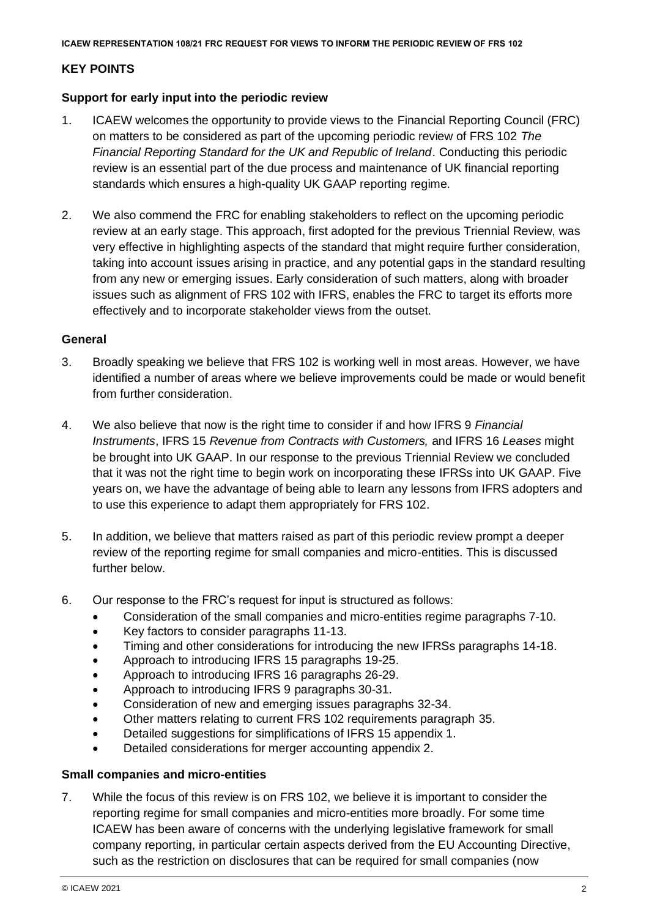## KEY POINTS

### Support for early input into the periodic review

1. ICAEW welcomes the opportunity to provide views to the Financial Reporting Council (FRC) on matters to be considered as part of the upcoming periodic review of FRS 102 *The Financial Reporting Standard for the UK and Republic of Ireland*. Conducting this periodic review is an essential part of the due process and maintenance of UK financial reporting standards which ensures a high-quality UK GAAP reporting regime.

2. We also commend the FRC for enabling stakeholders to reflect on the upcoming periodic review at an early stage. This approach, first adopted for the previous Triennial Review, was very effective in highlighting aspects of the standard that might require further consideration, taking into account issues arising in practice, and any potential gaps in the standard resulting from any new or emerging issues. Early consideration of such matters, along with broader issues such as alignment of FRS 102 with IFRS, enables the FRC to target its efforts more effectively and to incorporate stakeholder views from the outset.

### General

3. Broadly speaking we believe that FRS 102 is working well in most areas. However, we have identified a number of areas where we believe improvements could be made or would benefit from further consideration.

4. We also believe that now is the right time to consider if and how IFRS 9 *Financial Instruments*, IFRS 15 *Revenue from Contracts with Customers,* and IFRS 16 *Leases* might be brought into UK GAAP. In our response to the previous Triennial Review we concluded that it was not the right time to begin work on incorporating these IFRSs into UK GAAP. Five years on, we have the advantage of being able to learn any lessons from IFRS adopters and to use this experience to adapt them appropriately for FRS 102.

5. In addition, we believe that matters raised as part of this periodic review prompt a deeper review of the reporting regime for small companies and micro-entities. This is discussed further below.

6. Our response to the FRC's request for input is structured as follows:
   - Consideration of the small companies and micro-entities regime paragraphs 7-10.
   - Key factors to consider paragraphs 11-13.
   - Timing and other considerations for introducing the new IFRSs paragraphs 14-18.
   - Approach to introducing IFRS 15 paragraphs 19-25.
   - Approach to introducing IFRS 16 paragraphs 26-29.
   - Approach to introducing IFRS 9 paragraphs 30-31.
   - Consideration of new and emerging issues paragraphs 32-34.
   - Other matters relating to current FRS 102 requirements paragraph 35.
   - Detailed suggestions for simplifications of IFRS 15 appendix 1.
   - Detailed considerations for merger accounting appendix 2.

### Small companies and micro-entities

7. While the focus of this review is on FRS 102, we believe it is important to consider the reporting regime for small companies and micro-entities more broadly. For some time ICAEW has been aware of concerns with the underlying legislative framework for small company reporting, in particular certain aspects derived from the EU Accounting Directive, such as the restriction on disclosures that can be required for small companies (now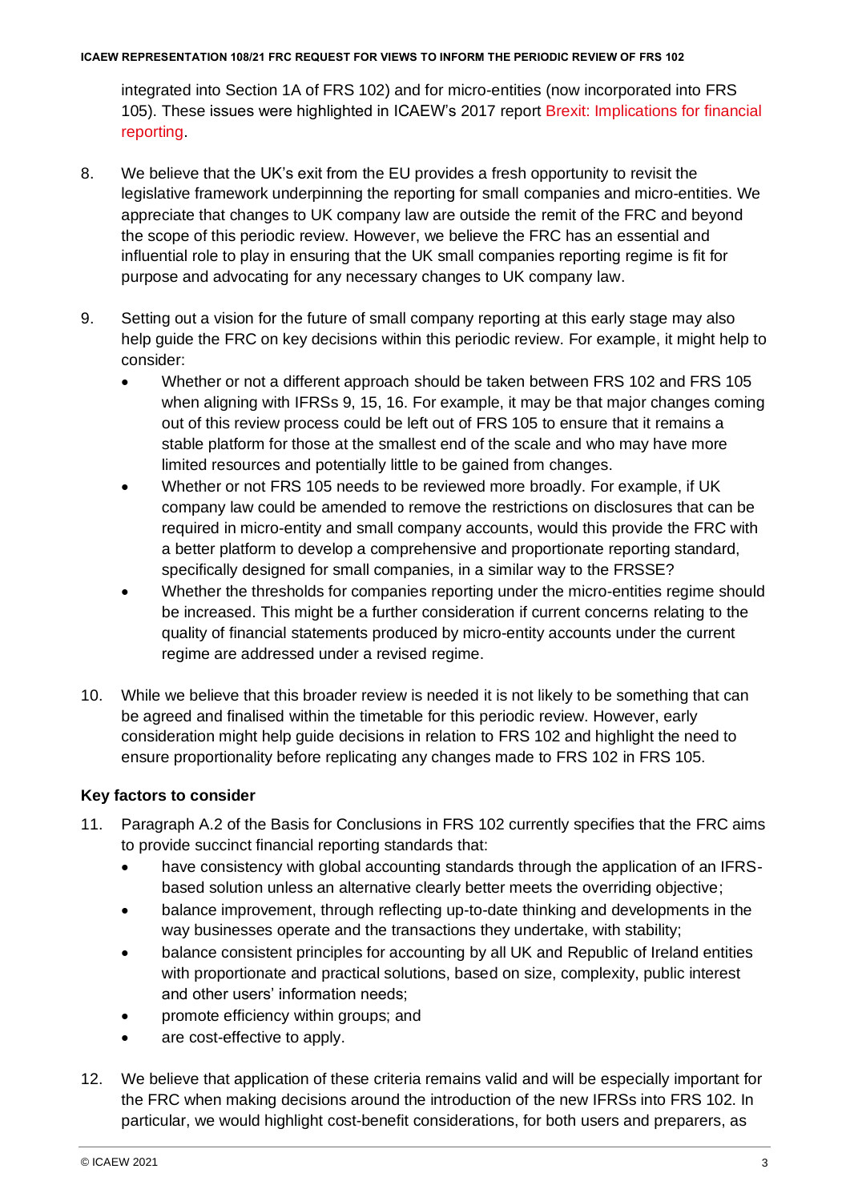integrated into Section 1A of FRS 102) and for micro-entities (now incorporated into FRS 105). These issues were highlighted in ICAEW's 2017 report Brexit: Implications for financial reporting.

8. We believe that the UK's exit from the EU provides a fresh opportunity to revisit the legislative framework underpinning the reporting for small companies and micro-entities. We appreciate that changes to UK company law are outside the remit of the FRC and beyond the scope of this periodic review. However, we believe the FRC has an essential and influential role to play in ensuring that the UK small companies reporting regime is fit for purpose and advocating for any necessary changes to UK company law.

9. Setting out a vision for the future of small company reporting at this early stage may also help guide the FRC on key decisions within this periodic review. For example, it might help to consider:
   - Whether or not a different approach should be taken between FRS 102 and FRS 105 when aligning with IFRSs 9, 15, 16. For example, it may be that major changes coming out of this review process could be left out of FRS 105 to ensure that it remains a stable platform for those at the smallest end of the scale and who may have more limited resources and potentially little to be gained from changes.
   - Whether or not FRS 105 needs to be reviewed more broadly. For example, if UK company law could be amended to remove the restrictions on disclosures that can be required in micro-entity and small company accounts, would this provide the FRC with a better platform to develop a comprehensive and proportionate reporting standard, specifically designed for small companies, in a similar way to the FRSSE?
   - Whether the thresholds for companies reporting under the micro-entities regime should be increased. This might be a further consideration if current concerns relating to the quality of financial statements produced by micro-entity accounts under the current regime are addressed under a revised regime.

10. While we believe that this broader review is needed it is not likely to be something that can be agreed and finalised within the timetable for this periodic review. However, early consideration might help guide decisions in relation to FRS 102 and highlight the need to ensure proportionality before replicating any changes made to FRS 102 in FRS 105.

**Key factors to consider**

11. Paragraph A.2 of the Basis for Conclusions in FRS 102 currently specifies that the FRC aims to provide succinct financial reporting standards that:
    - have consistency with global accounting standards through the application of an IFRS-based solution unless an alternative clearly better meets the overriding objective;
    - balance improvement, through reflecting up-to-date thinking and developments in the way businesses operate and the transactions they undertake, with stability;
    - balance consistent principles for accounting by all UK and Republic of Ireland entities with proportionate and practical solutions, based on size, complexity, public interest and other users' information needs;
    - promote efficiency within groups; and
    - are cost-effective to apply.

12. We believe that application of these criteria remains valid and will be especially important for the FRC when making decisions around the introduction of the new IFRSs into FRS 102. In particular, we would highlight cost-benefit considerations, for both users and preparers, as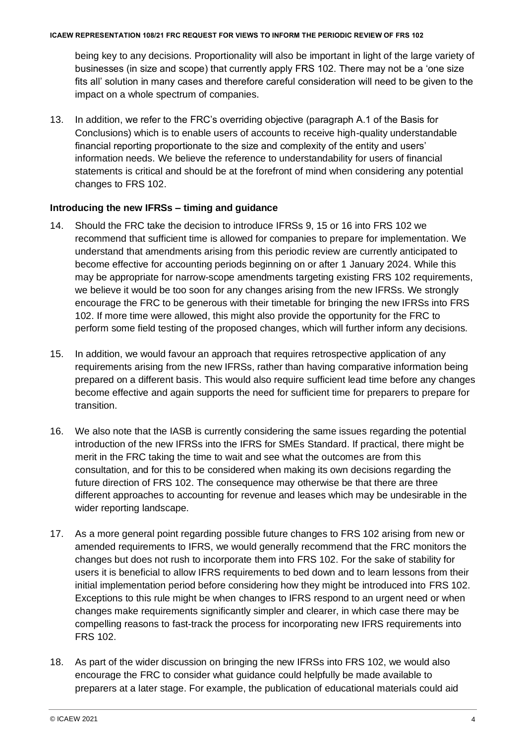being key to any decisions. Proportionality will also be important in light of the large variety of businesses (in size and scope) that currently apply FRS 102. There may not be a 'one size fits all' solution in many cases and therefore careful consideration will need to be given to the impact on a whole spectrum of companies.

13. In addition, we refer to the FRC's overriding objective (paragraph A.1 of the Basis for Conclusions) which is to enable users of accounts to receive high-quality understandable financial reporting proportionate to the size and complexity of the entity and users' information needs. We believe the reference to understandability for users of financial statements is critical and should be at the forefront of mind when considering any potential changes to FRS 102.

**Introducing the new IFRSs – timing and guidance**

14. Should the FRC take the decision to introduce IFRSs 9, 15 or 16 into FRS 102 we recommend that sufficient time is allowed for companies to prepare for implementation. We understand that amendments arising from this periodic review are currently anticipated to become effective for accounting periods beginning on or after 1 January 2024. While this may be appropriate for narrow-scope amendments targeting existing FRS 102 requirements, we believe it would be too soon for any changes arising from the new IFRSs. We strongly encourage the FRC to be generous with their timetable for bringing the new IFRSs into FRS 102. If more time were allowed, this might also provide the opportunity for the FRC to perform some field testing of the proposed changes, which will further inform any decisions.

15. In addition, we would favour an approach that requires retrospective application of any requirements arising from the new IFRSs, rather than having comparative information being prepared on a different basis. This would also require sufficient lead time before any changes become effective and again supports the need for sufficient time for preparers to prepare for transition.

16. We also note that the IASB is currently considering the same issues regarding the potential introduction of the new IFRSs into the IFRS for SMEs Standard. If practical, there might be merit in the FRC taking the time to wait and see what the outcomes are from this consultation, and for this to be considered when making its own decisions regarding the future direction of FRS 102. The consequence may otherwise be that there are three different approaches to accounting for revenue and leases which may be undesirable in the wider reporting landscape.

17. As a more general point regarding possible future changes to FRS 102 arising from new or amended requirements to IFRS, we would generally recommend that the FRC monitors the changes but does not rush to incorporate them into FRS 102. For the sake of stability for users it is beneficial to allow IFRS requirements to bed down and to learn lessons from their initial implementation period before considering how they might be introduced into FRS 102. Exceptions to this rule might be when changes to IFRS respond to an urgent need or when changes make requirements significantly simpler and clearer, in which case there may be compelling reasons to fast-track the process for incorporating new IFRS requirements into FRS 102.

18. As part of the wider discussion on bringing the new IFRSs into FRS 102, we would also encourage the FRC to consider what guidance could helpfully be made available to preparers at a later stage. For example, the publication of educational materials could aid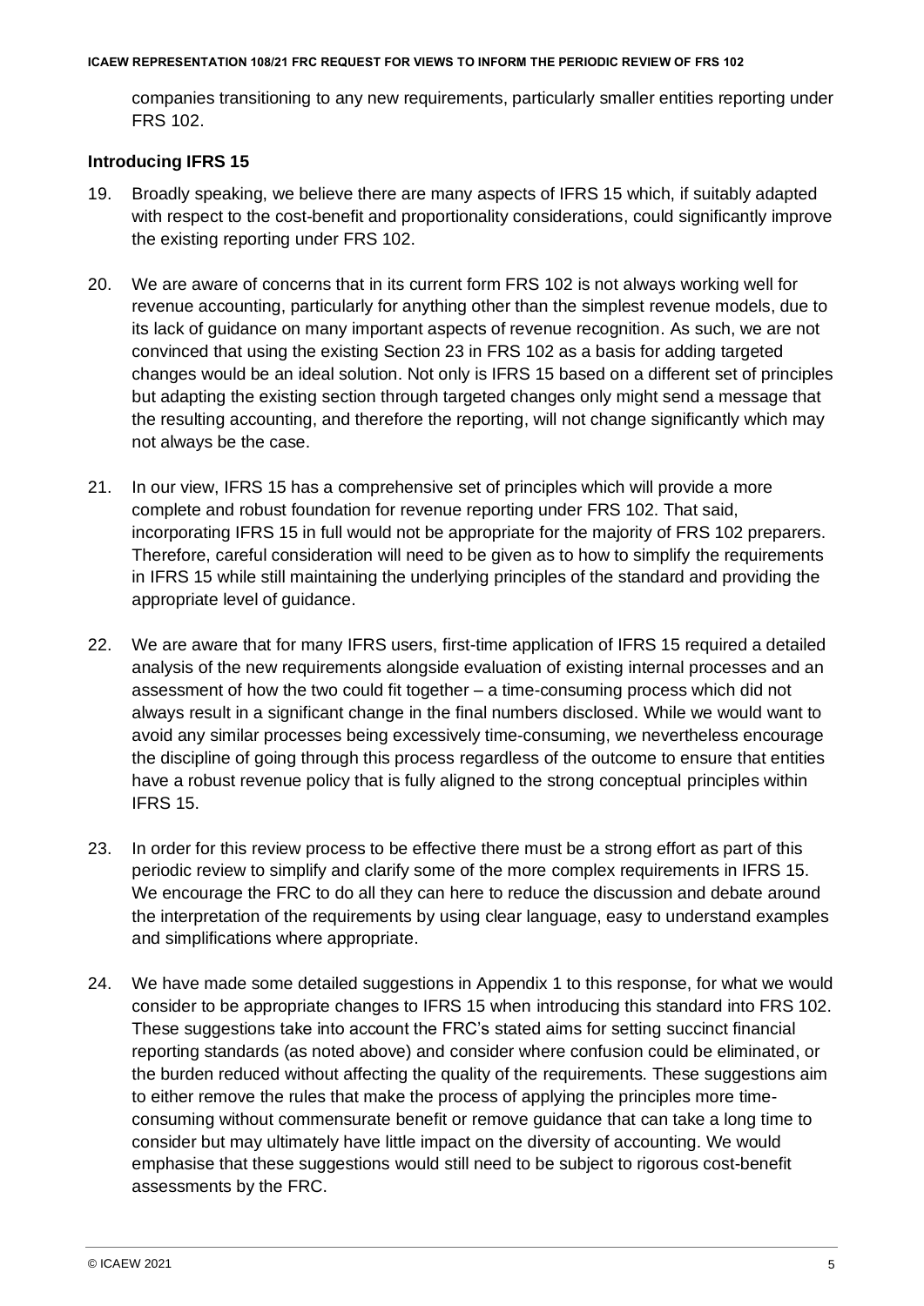companies transitioning to any new requirements, particularly smaller entities reporting under FRS 102.

### Introducing IFRS 15

19. Broadly speaking, we believe there are many aspects of IFRS 15 which, if suitably adapted with respect to the cost-benefit and proportionality considerations, could significantly improve the existing reporting under FRS 102.

20. We are aware of concerns that in its current form FRS 102 is not always working well for revenue accounting, particularly for anything other than the simplest revenue models, due to its lack of guidance on many important aspects of revenue recognition. As such, we are not convinced that using the existing Section 23 in FRS 102 as a basis for adding targeted changes would be an ideal solution. Not only is IFRS 15 based on a different set of principles but adapting the existing section through targeted changes only might send a message that the resulting accounting, and therefore the reporting, will not change significantly which may not always be the case.

21. In our view, IFRS 15 has a comprehensive set of principles which will provide a more complete and robust foundation for revenue reporting under FRS 102. That said, incorporating IFRS 15 in full would not be appropriate for the majority of FRS 102 preparers. Therefore, careful consideration will need to be given as to how to simplify the requirements in IFRS 15 while still maintaining the underlying principles of the standard and providing the appropriate level of guidance.

22. We are aware that for many IFRS users, first-time application of IFRS 15 required a detailed analysis of the new requirements alongside evaluation of existing internal processes and an assessment of how the two could fit together – a time-consuming process which did not always result in a significant change in the final numbers disclosed. While we would want to avoid any similar processes being excessively time-consuming, we nevertheless encourage the discipline of going through this process regardless of the outcome to ensure that entities have a robust revenue policy that is fully aligned to the strong conceptual principles within IFRS 15.

23. In order for this review process to be effective there must be a strong effort as part of this periodic review to simplify and clarify some of the more complex requirements in IFRS 15. We encourage the FRC to do all they can here to reduce the discussion and debate around the interpretation of the requirements by using clear language, easy to understand examples and simplifications where appropriate.

24. We have made some detailed suggestions in Appendix 1 to this response, for what we would consider to be appropriate changes to IFRS 15 when introducing this standard into FRS 102. These suggestions take into account the FRC's stated aims for setting succinct financial reporting standards (as noted above) and consider where confusion could be eliminated, or the burden reduced without affecting the quality of the requirements. These suggestions aim to either remove the rules that make the process of applying the principles more time-consuming without commensurate benefit or remove guidance that can take a long time to consider but may ultimately have little impact on the diversity of accounting. We would emphasise that these suggestions would still need to be subject to rigorous cost-benefit assessments by the FRC.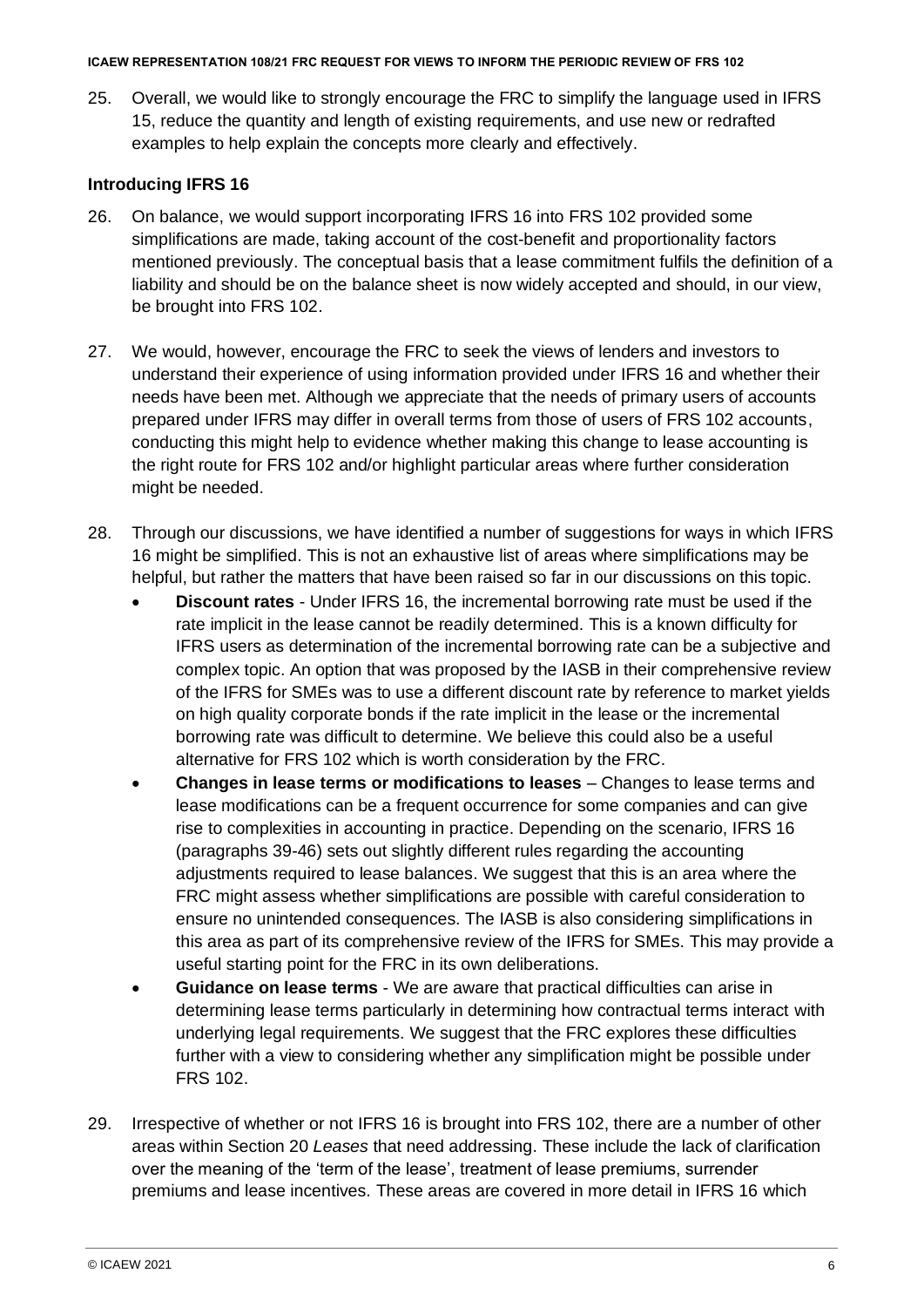25. Overall, we would like to strongly encourage the FRC to simplify the language used in IFRS 15, reduce the quantity and length of existing requirements, and use new or redrafted examples to help explain the concepts more clearly and effectively.

**Introducing IFRS 16**

26. On balance, we would support incorporating IFRS 16 into FRS 102 provided some simplifications are made, taking account of the cost-benefit and proportionality factors mentioned previously. The conceptual basis that a lease commitment fulfils the definition of a liability and should be on the balance sheet is now widely accepted and should, in our view, be brought into FRS 102.

27. We would, however, encourage the FRC to seek the views of lenders and investors to understand their experience of using information provided under IFRS 16 and whether their needs have been met. Although we appreciate that the needs of primary users of accounts prepared under IFRS may differ in overall terms from those of users of FRS 102 accounts, conducting this might help to evidence whether making this change to lease accounting is the right route for FRS 102 and/or highlight particular areas where further consideration might be needed.

28. Through our discussions, we have identified a number of suggestions for ways in which IFRS 16 might be simplified. This is not an exhaustive list of areas where simplifications may be helpful, but rather the matters that have been raised so far in our discussions on this topic.
    - **Discount rates** - Under IFRS 16, the incremental borrowing rate must be used if the rate implicit in the lease cannot be readily determined. This is a known difficulty for IFRS users as determination of the incremental borrowing rate can be a subjective and complex topic. An option that was proposed by the IASB in their comprehensive review of the IFRS for SMEs was to use a different discount rate by reference to market yields on high quality corporate bonds if the rate implicit in the lease or the incremental borrowing rate was difficult to determine. We believe this could also be a useful alternative for FRS 102 which is worth consideration by the FRC.
    - **Changes in lease terms or modifications to leases** – Changes to lease terms and lease modifications can be a frequent occurrence for some companies and can give rise to complexities in accounting in practice. Depending on the scenario, IFRS 16 (paragraphs 39-46) sets out slightly different rules regarding the accounting adjustments required to lease balances. We suggest that this is an area where the FRC might assess whether simplifications are possible with careful consideration to ensure no unintended consequences. The IASB is also considering simplifications in this area as part of its comprehensive review of the IFRS for SMEs. This may provide a useful starting point for the FRC in its own deliberations.
    - **Guidance on lease terms** - We are aware that practical difficulties can arise in determining lease terms particularly in determining how contractual terms interact with underlying legal requirements. We suggest that the FRC explores these difficulties further with a view to considering whether any simplification might be possible under FRS 102.

29. Irrespective of whether or not IFRS 16 is brought into FRS 102, there are a number of other areas within Section 20 *Leases* that need addressing. These include the lack of clarification over the meaning of the 'term of the lease', treatment of lease premiums, surrender premiums and lease incentives. These areas are covered in more detail in IFRS 16 which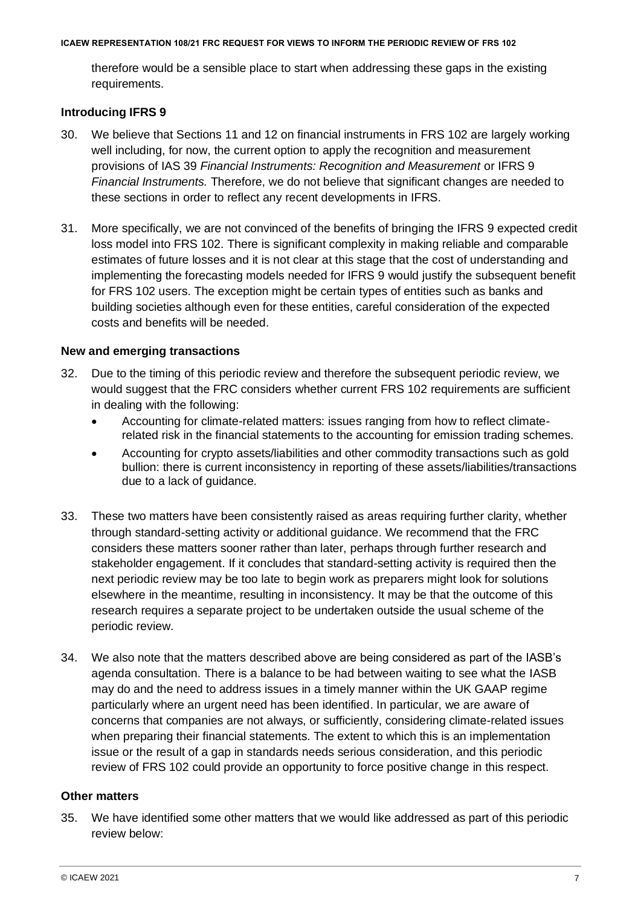therefore would be a sensible place to start when addressing these gaps in the existing requirements.

### Introducing IFRS 9

30. We believe that Sections 11 and 12 on financial instruments in FRS 102 are largely working well including, for now, the current option to apply the recognition and measurement provisions of IAS 39 *Financial Instruments: Recognition and Measurement* or IFRS 9 *Financial Instruments.* Therefore, we do not believe that significant changes are needed to these sections in order to reflect any recent developments in IFRS.

31. More specifically, we are not convinced of the benefits of bringing the IFRS 9 expected credit loss model into FRS 102. There is significant complexity in making reliable and comparable estimates of future losses and it is not clear at this stage that the cost of understanding and implementing the forecasting models needed for IFRS 9 would justify the subsequent benefit for FRS 102 users. The exception might be certain types of entities such as banks and building societies although even for these entities, careful consideration of the expected costs and benefits will be needed.

### New and emerging transactions

32. Due to the timing of this periodic review and therefore the subsequent periodic review, we would suggest that the FRC considers whether current FRS 102 requirements are sufficient in dealing with the following:
    - Accounting for climate-related matters: issues ranging from how to reflect climate-related risk in the financial statements to the accounting for emission trading schemes.
    - Accounting for crypto assets/liabilities and other commodity transactions such as gold bullion: there is current inconsistency in reporting of these assets/liabilities/transactions due to a lack of guidance.

33. These two matters have been consistently raised as areas requiring further clarity, whether through standard-setting activity or additional guidance. We recommend that the FRC considers these matters sooner rather than later, perhaps through further research and stakeholder engagement. If it concludes that standard-setting activity is required then the next periodic review may be too late to begin work as preparers might look for solutions elsewhere in the meantime, resulting in inconsistency. It may be that the outcome of this research requires a separate project to be undertaken outside the usual scheme of the periodic review.

34. We also note that the matters described above are being considered as part of the IASB's agenda consultation. There is a balance to be had between waiting to see what the IASB may do and the need to address issues in a timely manner within the UK GAAP regime particularly where an urgent need has been identified. In particular, we are aware of concerns that companies are not always, or sufficiently, considering climate-related issues when preparing their financial statements. The extent to which this is an implementation issue or the result of a gap in standards needs serious consideration, and this periodic review of FRS 102 could provide an opportunity to force positive change in this respect.

### Other matters

35. We have identified some other matters that we would like addressed as part of this periodic review below: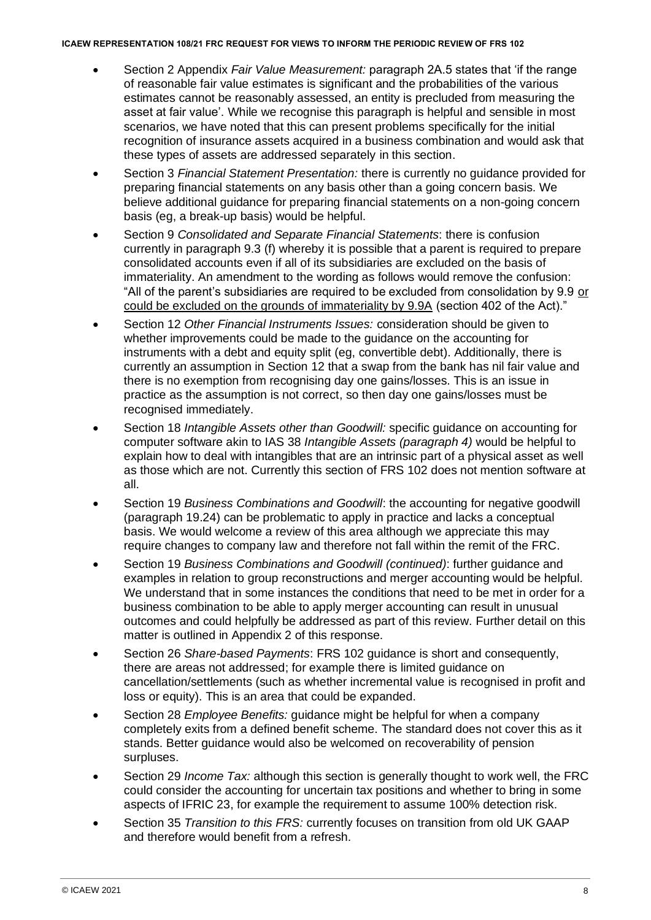- Section 2 Appendix *Fair Value Measurement:* paragraph 2A.5 states that 'if the range of reasonable fair value estimates is significant and the probabilities of the various estimates cannot be reasonably assessed, an entity is precluded from measuring the asset at fair value'. While we recognise this paragraph is helpful and sensible in most scenarios, we have noted that this can present problems specifically for the initial recognition of insurance assets acquired in a business combination and would ask that these types of assets are addressed separately in this section.
- Section 3 *Financial Statement Presentation:* there is currently no guidance provided for preparing financial statements on any basis other than a going concern basis. We believe additional guidance for preparing financial statements on a non-going concern basis (eg, a break-up basis) would be helpful.
- Section 9 *Consolidated and Separate Financial Statements*: there is confusion currently in paragraph 9.3 (f) whereby it is possible that a parent is required to prepare consolidated accounts even if all of its subsidiaries are excluded on the basis of immateriality. An amendment to the wording as follows would remove the confusion: "All of the parent's subsidiaries are required to be excluded from consolidation by 9.9 <u>or could be excluded on the grounds of immateriality by 9.9A</u> (section 402 of the Act)."
- Section 12 *Other Financial Instruments Issues:* consideration should be given to whether improvements could be made to the guidance on the accounting for instruments with a debt and equity split (eg, convertible debt). Additionally, there is currently an assumption in Section 12 that a swap from the bank has nil fair value and there is no exemption from recognising day one gains/losses. This is an issue in practice as the assumption is not correct, so then day one gains/losses must be recognised immediately.
- Section 18 *Intangible Assets other than Goodwill:* specific guidance on accounting for computer software akin to IAS 38 *Intangible Assets (paragraph 4)* would be helpful to explain how to deal with intangibles that are an intrinsic part of a physical asset as well as those which are not. Currently this section of FRS 102 does not mention software at all.
- Section 19 *Business Combinations and Goodwill*: the accounting for negative goodwill (paragraph 19.24) can be problematic to apply in practice and lacks a conceptual basis. We would welcome a review of this area although we appreciate this may require changes to company law and therefore not fall within the remit of the FRC.
- Section 19 *Business Combinations and Goodwill (continued)*: further guidance and examples in relation to group reconstructions and merger accounting would be helpful. We understand that in some instances the conditions that need to be met in order for a business combination to be able to apply merger accounting can result in unusual outcomes and could helpfully be addressed as part of this review. Further detail on this matter is outlined in Appendix 2 of this response.
- Section 26 *Share-based Payments*: FRS 102 guidance is short and consequently, there are areas not addressed; for example there is limited guidance on cancellation/settlements (such as whether incremental value is recognised in profit and loss or equity). This is an area that could be expanded.
- Section 28 *Employee Benefits:* guidance might be helpful for when a company completely exits from a defined benefit scheme. The standard does not cover this as it stands. Better guidance would also be welcomed on recoverability of pension surpluses.
- Section 29 *Income Tax:* although this section is generally thought to work well, the FRC could consider the accounting for uncertain tax positions and whether to bring in some aspects of IFRIC 23, for example the requirement to assume 100% detection risk.
- Section 35 *Transition to this FRS:* currently focuses on transition from old UK GAAP and therefore would benefit from a refresh.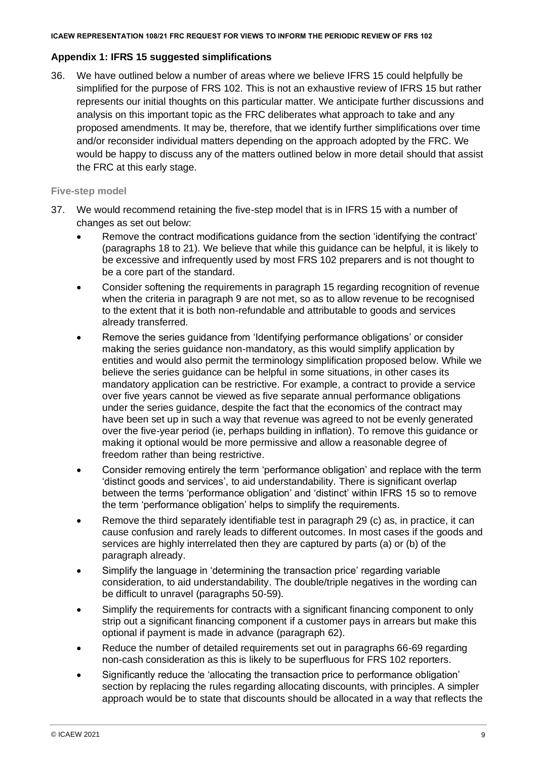## Appendix 1: IFRS 15 suggested simplifications

36. We have outlined below a number of areas where we believe IFRS 15 could helpfully be simplified for the purpose of FRS 102. This is not an exhaustive review of IFRS 15 but rather represents our initial thoughts on this particular matter. We anticipate further discussions and analysis on this important topic as the FRC deliberates what approach to take and any proposed amendments. It may be, therefore, that we identify further simplifications over time and/or reconsider individual matters depending on the approach adopted by the FRC. We would be happy to discuss any of the matters outlined below in more detail should that assist the FRC at this early stage.

### Five-step model

37. We would recommend retaining the five-step model that is in IFRS 15 with a number of changes as set out below:
    - Remove the contract modifications guidance from the section 'identifying the contract' (paragraphs 18 to 21). We believe that while this guidance can be helpful, it is likely to be excessive and infrequently used by most FRS 102 preparers and is not thought to be a core part of the standard.
    - Consider softening the requirements in paragraph 15 regarding recognition of revenue when the criteria in paragraph 9 are not met, so as to allow revenue to be recognised to the extent that it is both non-refundable and attributable to goods and services already transferred.
    - Remove the series guidance from 'Identifying performance obligations' or consider making the series guidance non-mandatory, as this would simplify application by entities and would also permit the terminology simplification proposed below. While we believe the series guidance can be helpful in some situations, in other cases its mandatory application can be restrictive. For example, a contract to provide a service over five years cannot be viewed as five separate annual performance obligations under the series guidance, despite the fact that the economics of the contract may have been set up in such a way that revenue was agreed to not be evenly generated over the five-year period (ie, perhaps building in inflation). To remove this guidance or making it optional would be more permissive and allow a reasonable degree of freedom rather than being restrictive.
    - Consider removing entirely the term 'performance obligation' and replace with the term 'distinct goods and services', to aid understandability. There is significant overlap between the terms 'performance obligation' and 'distinct' within IFRS 15 so to remove the term 'performance obligation' helps to simplify the requirements.
    - Remove the third separately identifiable test in paragraph 29 (c) as, in practice, it can cause confusion and rarely leads to different outcomes. In most cases if the goods and services are highly interrelated then they are captured by parts (a) or (b) of the paragraph already.
    - Simplify the language in 'determining the transaction price' regarding variable consideration, to aid understandability. The double/triple negatives in the wording can be difficult to unravel (paragraphs 50-59).
    - Simplify the requirements for contracts with a significant financing component to only strip out a significant financing component if a customer pays in arrears but make this optional if payment is made in advance (paragraph 62).
    - Reduce the number of detailed requirements set out in paragraphs 66-69 regarding non-cash consideration as this is likely to be superfluous for FRS 102 reporters.
    - Significantly reduce the 'allocating the transaction price to performance obligation' section by replacing the rules regarding allocating discounts, with principles. A simpler approach would be to state that discounts should be allocated in a way that reflects the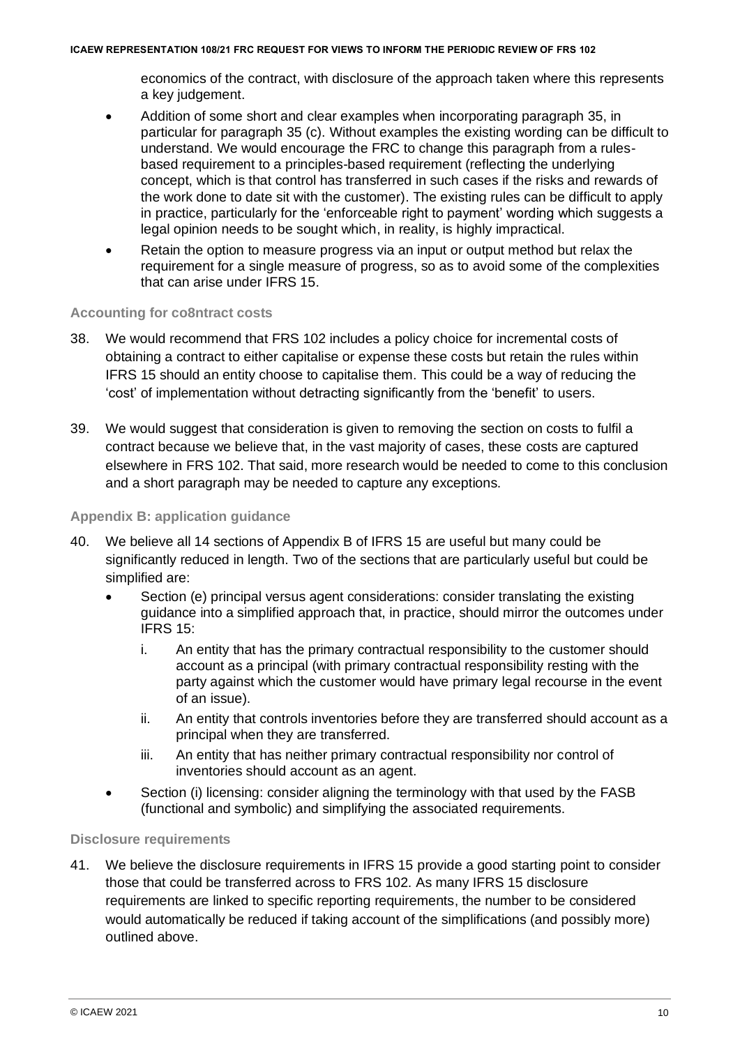economics of the contract, with disclosure of the approach taken where this represents a key judgement.

- Addition of some short and clear examples when incorporating paragraph 35, in particular for paragraph 35 (c). Without examples the existing wording can be difficult to understand. We would encourage the FRC to change this paragraph from a rules-based requirement to a principles-based requirement (reflecting the underlying concept, which is that control has transferred in such cases if the risks and rewards of the work done to date sit with the customer). The existing rules can be difficult to apply in practice, particularly for the 'enforceable right to payment' wording which suggests a legal opinion needs to be sought which, in reality, is highly impractical.
- Retain the option to measure progress via an input or output method but relax the requirement for a single measure of progress, so as to avoid some of the complexities that can arise under IFRS 15.

### Accounting for co8ntract costs

38. We would recommend that FRS 102 includes a policy choice for incremental costs of obtaining a contract to either capitalise or expense these costs but retain the rules within IFRS 15 should an entity choose to capitalise them. This could be a way of reducing the 'cost' of implementation without detracting significantly from the 'benefit' to users.

39. We would suggest that consideration is given to removing the section on costs to fulfil a contract because we believe that, in the vast majority of cases, these costs are captured elsewhere in FRS 102. That said, more research would be needed to come to this conclusion and a short paragraph may be needed to capture any exceptions.

### Appendix B: application guidance

40. We believe all 14 sections of Appendix B of IFRS 15 are useful but many could be significantly reduced in length. Two of the sections that are particularly useful but could be simplified are:
    - Section (e) principal versus agent considerations: consider translating the existing guidance into a simplified approach that, in practice, should mirror the outcomes under IFRS 15:
      i. An entity that has the primary contractual responsibility to the customer should account as a principal (with primary contractual responsibility resting with the party against which the customer would have primary legal recourse in the event of an issue).
      ii. An entity that controls inventories before they are transferred should account as a principal when they are transferred.
      iii. An entity that has neither primary contractual responsibility nor control of inventories should account as an agent.
    - Section (i) licensing: consider aligning the terminology with that used by the FASB (functional and symbolic) and simplifying the associated requirements.

### Disclosure requirements

41. We believe the disclosure requirements in IFRS 15 provide a good starting point to consider those that could be transferred across to FRS 102. As many IFRS 15 disclosure requirements are linked to specific reporting requirements, the number to be considered would automatically be reduced if taking account of the simplifications (and possibly more) outlined above.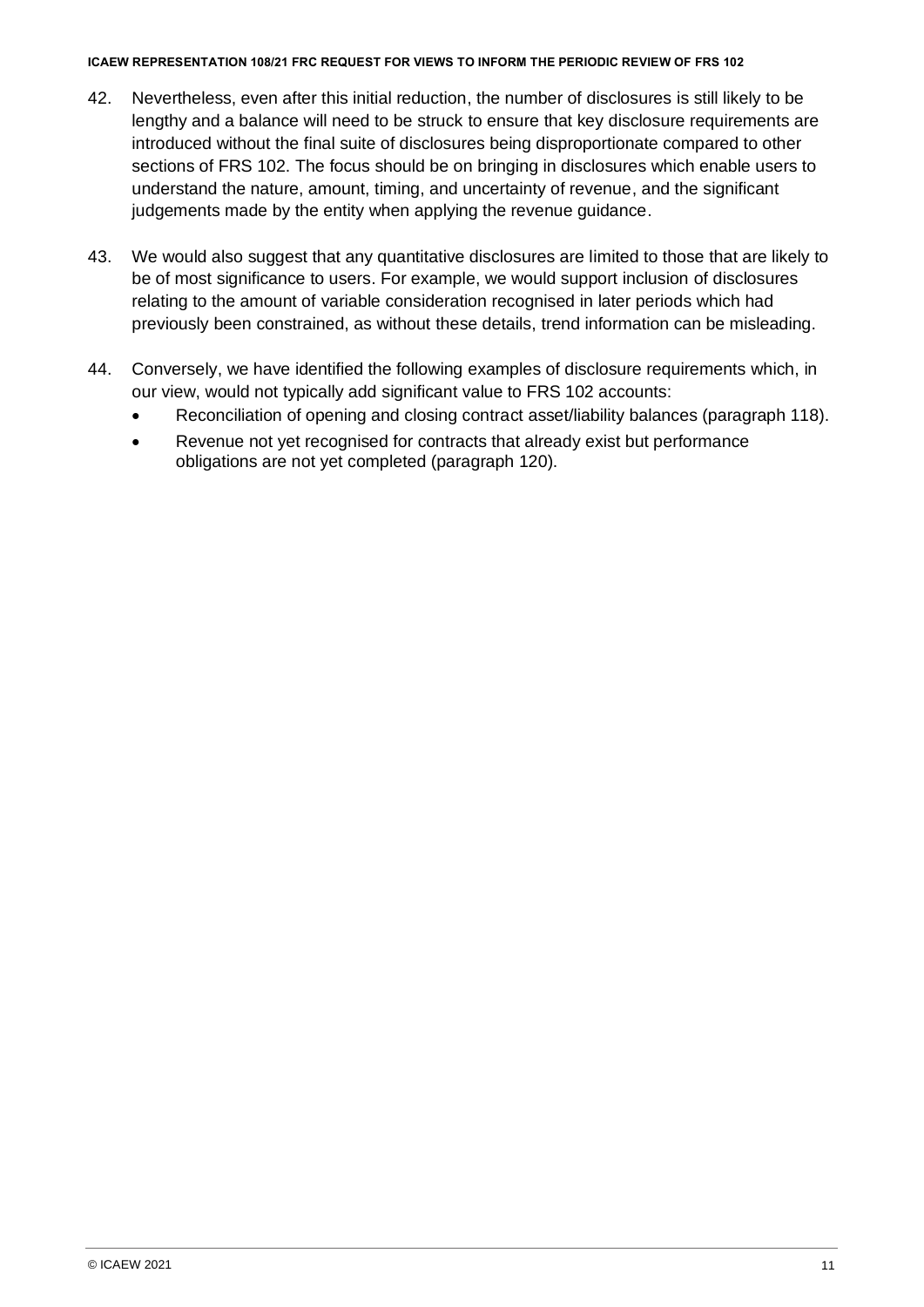42. Nevertheless, even after this initial reduction, the number of disclosures is still likely to be lengthy and a balance will need to be struck to ensure that key disclosure requirements are introduced without the final suite of disclosures being disproportionate compared to other sections of FRS 102. The focus should be on bringing in disclosures which enable users to understand the nature, amount, timing, and uncertainty of revenue, and the significant judgements made by the entity when applying the revenue guidance.

43. We would also suggest that any quantitative disclosures are limited to those that are likely to be of most significance to users. For example, we would support inclusion of disclosures relating to the amount of variable consideration recognised in later periods which had previously been constrained, as without these details, trend information can be misleading.

44. Conversely, we have identified the following examples of disclosure requirements which, in our view, would not typically add significant value to FRS 102 accounts:
    - Reconciliation of opening and closing contract asset/liability balances (paragraph 118).
    - Revenue not yet recognised for contracts that already exist but performance obligations are not yet completed (paragraph 120).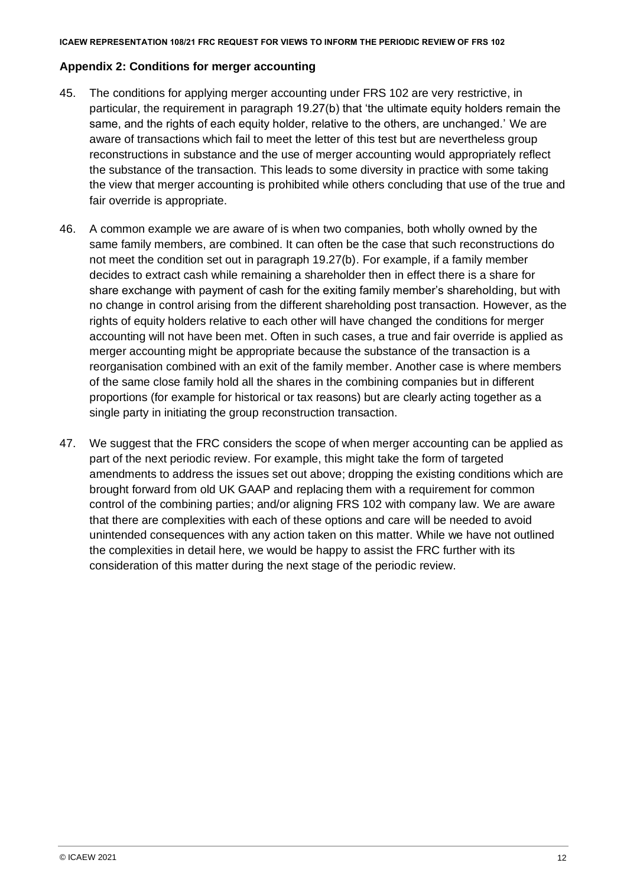### Appendix 2: Conditions for merger accounting

45. The conditions for applying merger accounting under FRS 102 are very restrictive, in particular, the requirement in paragraph 19.27(b) that 'the ultimate equity holders remain the same, and the rights of each equity holder, relative to the others, are unchanged.' We are aware of transactions which fail to meet the letter of this test but are nevertheless group reconstructions in substance and the use of merger accounting would appropriately reflect the substance of the transaction. This leads to some diversity in practice with some taking the view that merger accounting is prohibited while others concluding that use of the true and fair override is appropriate.

46. A common example we are aware of is when two companies, both wholly owned by the same family members, are combined. It can often be the case that such reconstructions do not meet the condition set out in paragraph 19.27(b). For example, if a family member decides to extract cash while remaining a shareholder then in effect there is a share for share exchange with payment of cash for the exiting family member's shareholding, but with no change in control arising from the different shareholding post transaction. However, as the rights of equity holders relative to each other will have changed the conditions for merger accounting will not have been met. Often in such cases, a true and fair override is applied as merger accounting might be appropriate because the substance of the transaction is a reorganisation combined with an exit of the family member. Another case is where members of the same close family hold all the shares in the combining companies but in different proportions (for example for historical or tax reasons) but are clearly acting together as a single party in initiating the group reconstruction transaction.

47. We suggest that the FRC considers the scope of when merger accounting can be applied as part of the next periodic review. For example, this might take the form of targeted amendments to address the issues set out above; dropping the existing conditions which are brought forward from old UK GAAP and replacing them with a requirement for common control of the combining parties; and/or aligning FRS 102 with company law. We are aware that there are complexities with each of these options and care will be needed to avoid unintended consequences with any action taken on this matter. While we have not outlined the complexities in detail here, we would be happy to assist the FRC further with its consideration of this matter during the next stage of the periodic review.